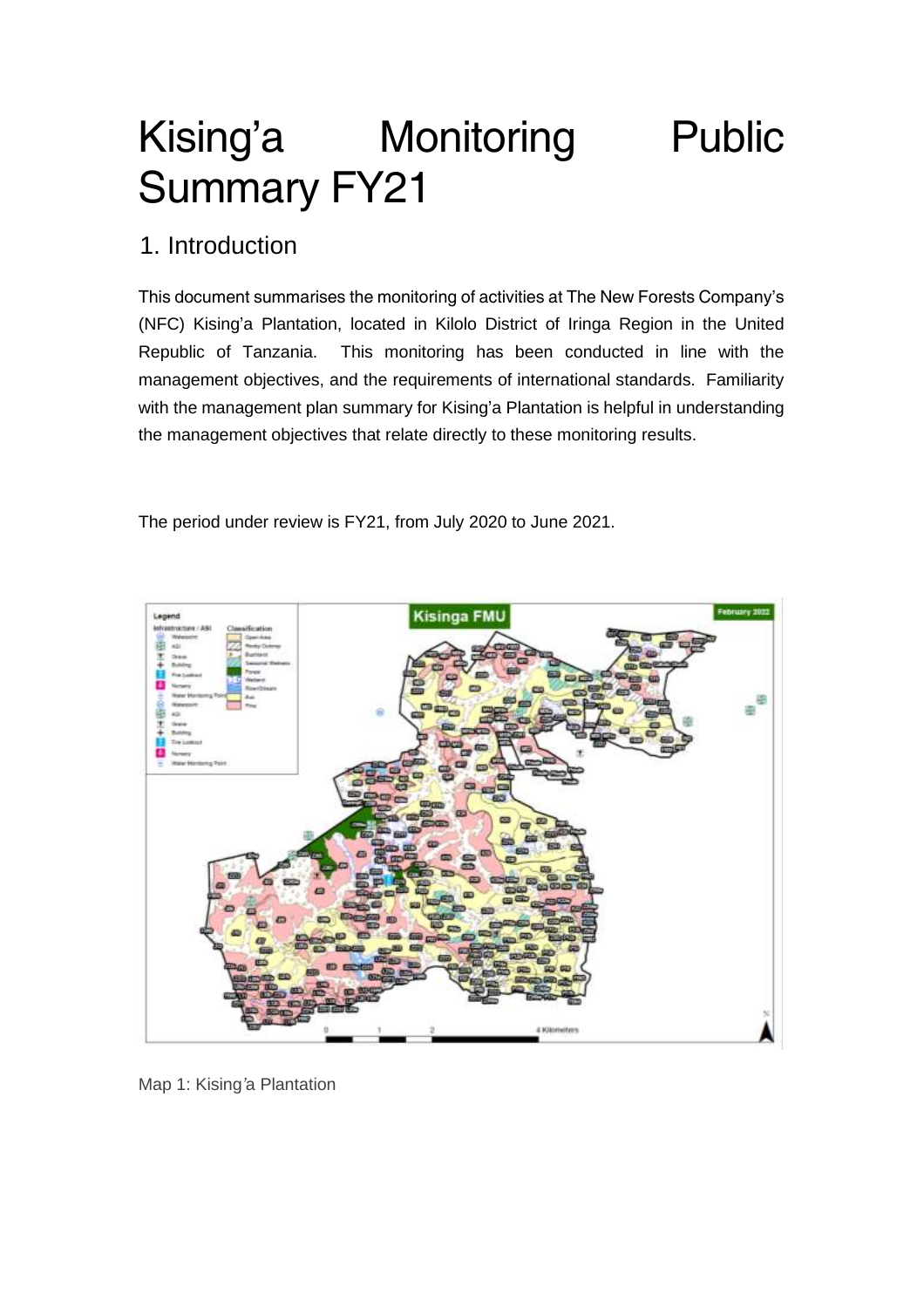# Kising'a Monitoring Public Summary FY21

## 1. Introduction

This document summarises the monitoring of activities at The New Forests Company's (NFC) Kising'a Plantation, located in Kilolo District of Iringa Region in the United Republic of Tanzania. This monitoring has been conducted in line with the management objectives, and the requirements of international standards. Familiarity with the management plan summary for Kising'a Plantation is helpful in understanding the management objectives that relate directly to these monitoring results.

The period under review is FY21, from July 2020 to June 2021.

Map 1: Kising'a Plantation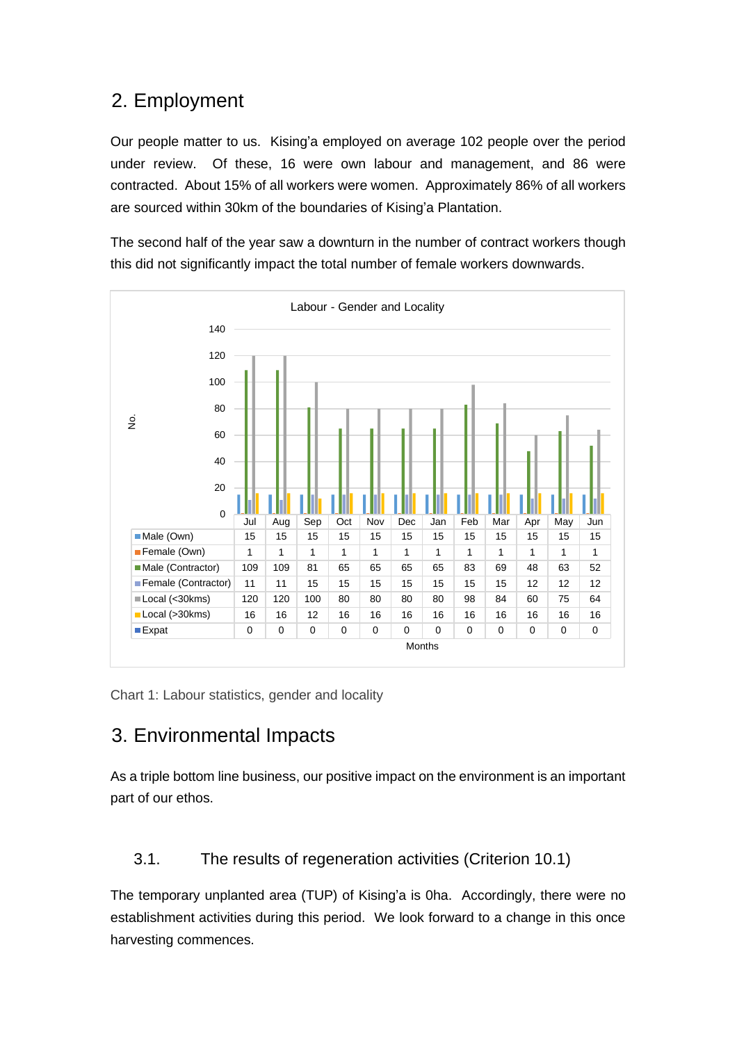## 2. Employment

Our people matter to us. Kising'a employed on average 102 people over the period under review. Of these, 16 were own labour and management, and 86 were contracted. About 15% of all workers were women. Approximately 86% of all workers are sourced within 30km of the boundaries of Kising'a Plantation.

The second half of the year saw a downturn in the number of contract workers though this did not significantly impact the total number of female workers downwards.

Labour - Gender and Locality

| | Jul | Aug | Sep | Oct | Nov | Dec | Jan | Feb | Mar | Apr | May | Jun |
|---|---|---|---|---|---|---|---|---|---|---|---|---|
| Male (Own) | 15 | 15 | 15 | 15 | 15 | 15 | 15 | 15 | 15 | 15 | 15 | 15 |
| Female (Own) | 1 | 1 | 1 | 1 | 1 | 1 | 1 | 1 | 1 | 1 | 1 | 1 |
| Male (Contractor) | 109 | 109 | 81 | 65 | 65 | 65 | 65 | 83 | 69 | 48 | 63 | 52 |
| Female (Contractor) | 11 | 11 | 15 | 15 | 15 | 15 | 15 | 15 | 15 | 12 | 12 | 12 |
| Local (<30kms) | 120 | 120 | 100 | 80 | 80 | 80 | 80 | 98 | 84 | 60 | 75 | 64 |
| Local (>30kms) | 16 | 16 | 12 | 16 | 16 | 16 | 16 | 16 | 16 | 16 | 16 | 16 |
| Expat | 0 | 0 | 0 | 0 | 0 | 0 | 0 | 0 | 0 | 0 | 0 | 0 |

Chart 1: Labour statistics, gender and locality

## 3. Environmental Impacts

As a triple bottom line business, our positive impact on the environment is an important part of our ethos.

### 3.1. The results of regeneration activities (Criterion 10.1)

The temporary unplanted area (TUP) of Kising'a is 0ha. Accordingly, there were no establishment activities during this period. We look forward to a change in this once harvesting commences.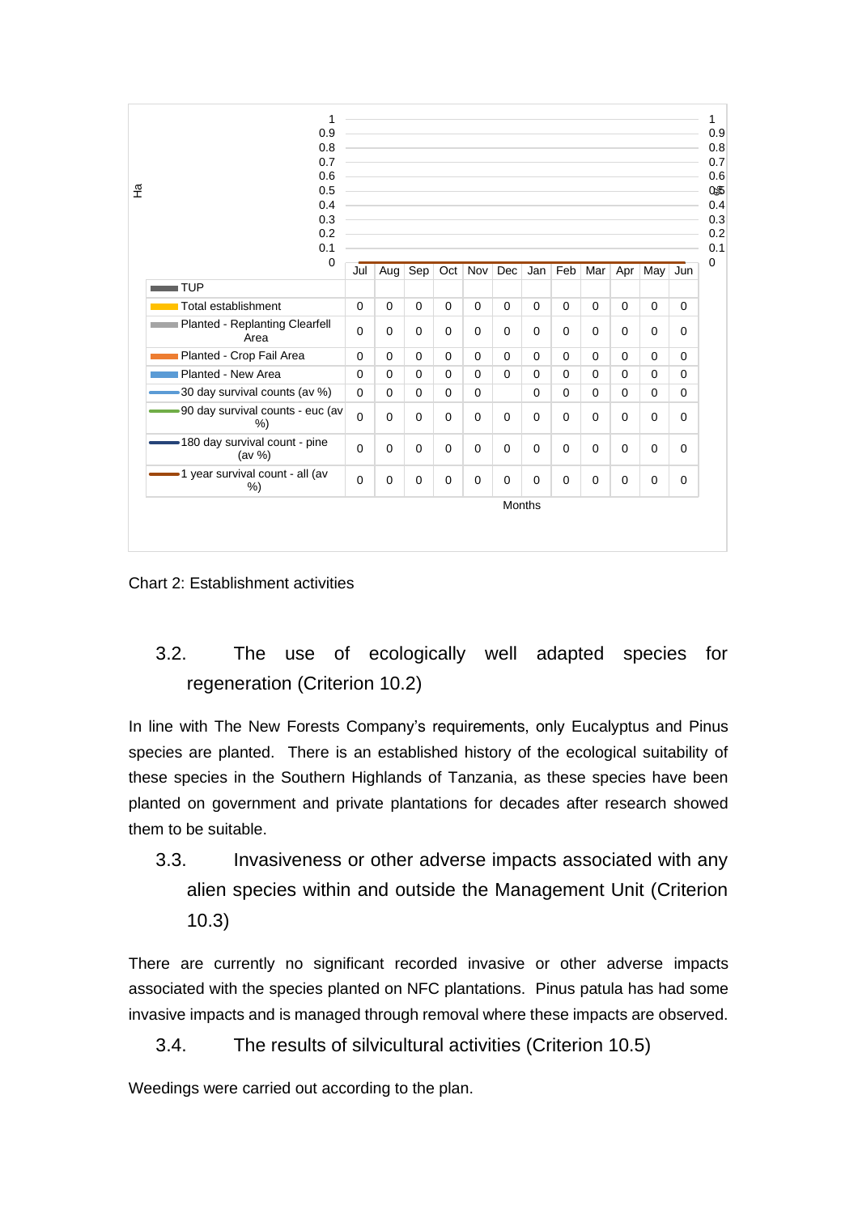| | Jul | Aug | Sep | Oct | Nov | Dec | Jan | Feb | Mar | Apr | May | Jun |
|---|---|---|---|---|---|---|---|---|---|---|---|---|
| TUP | | | | | | | | | | | | |
| Total establishment | 0 | 0 | 0 | 0 | 0 | 0 | 0 | 0 | 0 | 0 | 0 | 0 |
| Planted - Replanting Clearfell Area | 0 | 0 | 0 | 0 | 0 | 0 | 0 | 0 | 0 | 0 | 0 | 0 |
| Planted - Crop Fail Area | 0 | 0 | 0 | 0 | 0 | 0 | 0 | 0 | 0 | 0 | 0 | 0 |
| Planted - New Area | 0 | 0 | 0 | 0 | 0 | 0 | 0 | 0 | 0 | 0 | 0 | 0 |
| 30 day survival counts (av %) | 0 | 0 | 0 | 0 | 0 | | 0 | 0 | 0 | 0 | 0 | 0 |
| 90 day survival counts - euc (av %) | 0 | 0 | 0 | 0 | 0 | 0 | 0 | 0 | 0 | 0 | 0 | 0 |
| 180 day survival count - pine (av %) | 0 | 0 | 0 | 0 | 0 | 0 | 0 | 0 | 0 | 0 | 0 | 0 |
| 1 year survival count - all (av %) | 0 | 0 | 0 | 0 | 0 | 0 | 0 | 0 | 0 | 0 | 0 | 0 |

Chart 2: Establishment activities

## 3.2. The use of ecologically well adapted species for regeneration (Criterion 10.2)

In line with The New Forests Company's requirements, only Eucalyptus and Pinus species are planted. There is an established history of the ecological suitability of these species in the Southern Highlands of Tanzania, as these species have been planted on government and private plantations for decades after research showed them to be suitable.

## 3.3. Invasiveness or other adverse impacts associated with any alien species within and outside the Management Unit (Criterion 10.3)

There are currently no significant recorded invasive or other adverse impacts associated with the species planted on NFC plantations. Pinus patula has had some invasive impacts and is managed through removal where these impacts are observed.

## 3.4. The results of silvicultural activities (Criterion 10.5)

Weedings were carried out according to the plan.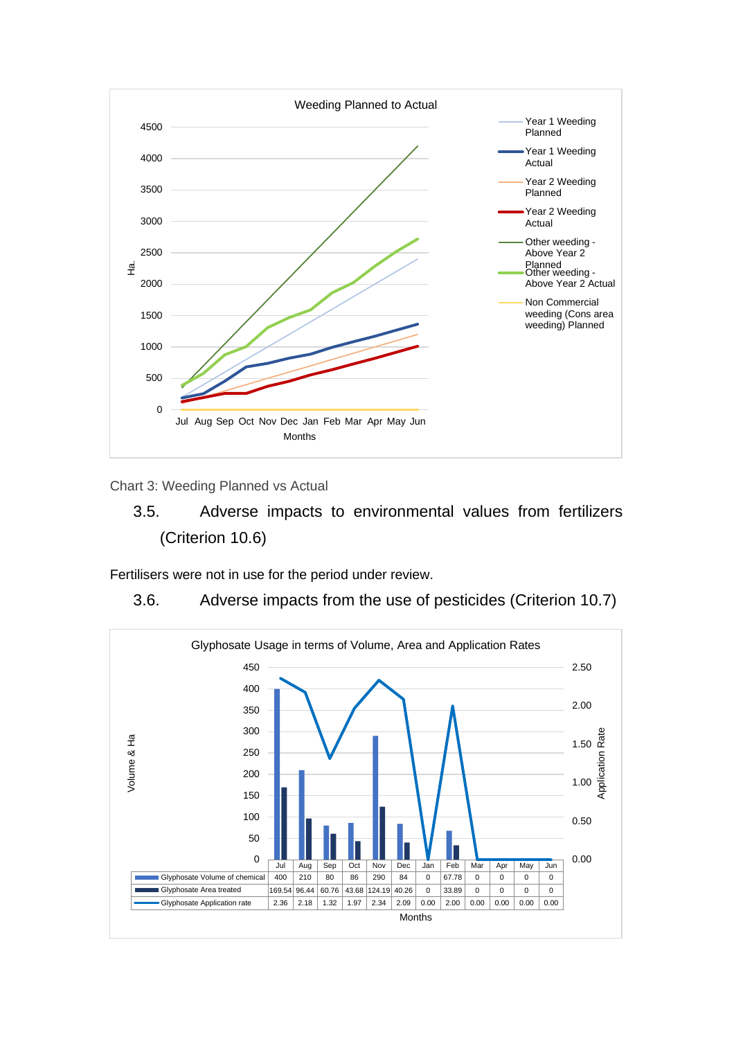Chart 3: Weeding Planned vs Actual

## 3.5. Adverse impacts to environmental values from fertilizers (Criterion 10.6)

Fertilisers were not in use for the period under review.

## 3.6. Adverse impacts from the use of pesticides (Criterion 10.7)

Glyphosate Usage in terms of Volume, Area and Application Rates

| | Jul | Aug | Sep | Oct | Nov | Dec | Jan | Feb | Mar | Apr | May | Jun |
|---|---|---|---|---|---|---|---|---|---|---|---|---|
| Glyphosate Volume of chemical | 400 | 210 | 80 | 86 | 290 | 84 | 0 | 67.78 | 0 | 0 | 0 | 0 |
| Glyphosate Area treated | 169.54 | 96.44 | 60.76 | 43.68 | 124.19 | 40.26 | 0 | 33.89 | 0 | 0 | 0 | 0 |
| Glyphosate Application rate | 2.36 | 2.18 | 1.32 | 1.97 | 2.34 | 2.09 | 0.00 | 2.00 | 0.00 | 0.00 | 0.00 | 0.00 |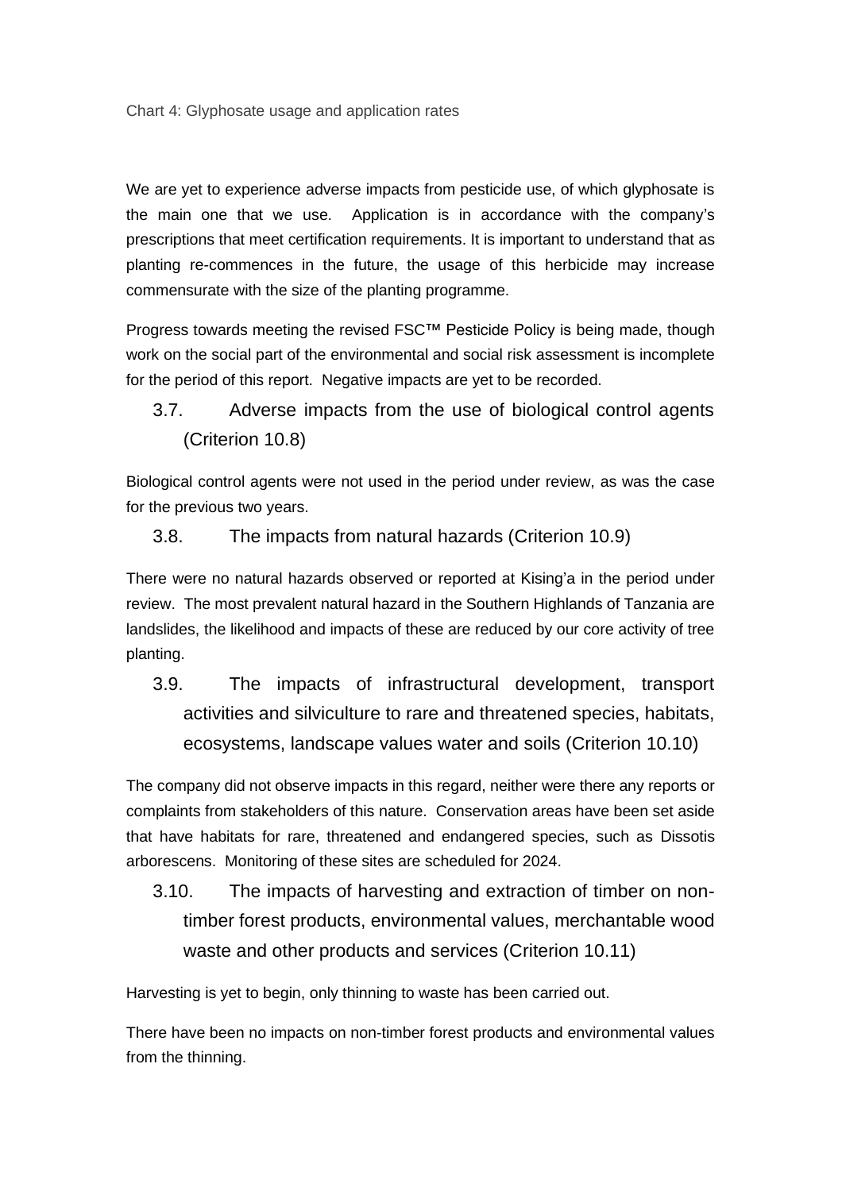Chart 4: Glyphosate usage and application rates

We are yet to experience adverse impacts from pesticide use, of which glyphosate is the main one that we use. Application is in accordance with the company's prescriptions that meet certification requirements. It is important to understand that as planting re-commences in the future, the usage of this herbicide may increase commensurate with the size of the planting programme.

Progress towards meeting the revised FSC™ Pesticide Policy is being made, though work on the social part of the environmental and social risk assessment is incomplete for the period of this report. Negative impacts are yet to be recorded.

### 3.7. Adverse impacts from the use of biological control agents (Criterion 10.8)

Biological control agents were not used in the period under review, as was the case for the previous two years.

### 3.8. The impacts from natural hazards (Criterion 10.9)

There were no natural hazards observed or reported at Kising'a in the period under review. The most prevalent natural hazard in the Southern Highlands of Tanzania are landslides, the likelihood and impacts of these are reduced by our core activity of tree planting.

### 3.9. The impacts of infrastructural development, transport activities and silviculture to rare and threatened species, habitats, ecosystems, landscape values water and soils (Criterion 10.10)

The company did not observe impacts in this regard, neither were there any reports or complaints from stakeholders of this nature. Conservation areas have been set aside that have habitats for rare, threatened and endangered species, such as Dissotis arborescens. Monitoring of these sites are scheduled for 2024.

### 3.10. The impacts of harvesting and extraction of timber on non-timber forest products, environmental values, merchantable wood waste and other products and services (Criterion 10.11)

Harvesting is yet to begin, only thinning to waste has been carried out.

There have been no impacts on non-timber forest products and environmental values from the thinning.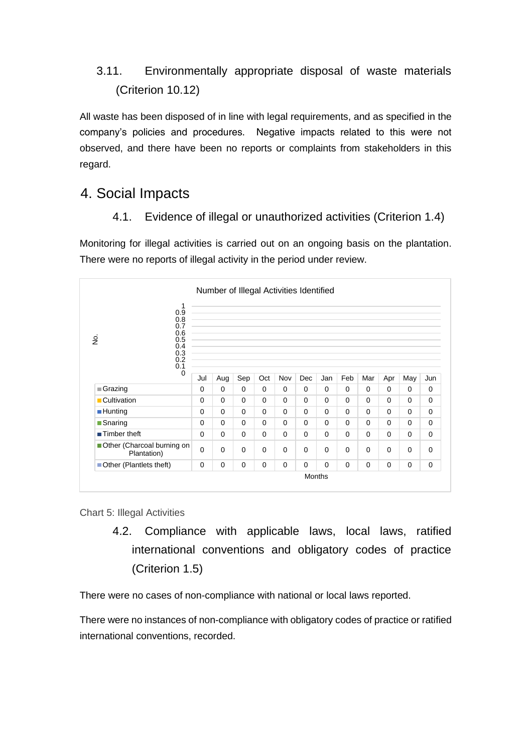## 3.11. Environmentally appropriate disposal of waste materials (Criterion 10.12)

All waste has been disposed of in line with legal requirements, and as specified in the company's policies and procedures. Negative impacts related to this were not observed, and there have been no reports or complaints from stakeholders in this regard.

# 4. Social Impacts

## 4.1. Evidence of illegal or unauthorized activities (Criterion 1.4)

Monitoring for illegal activities is carried out on an ongoing basis on the plantation. There were no reports of illegal activity in the period under review.

Number of Illegal Activities Identified

| | Jul | Aug | Sep | Oct | Nov | Dec | Jan | Feb | Mar | Apr | May | Jun |
|---|---|---|---|---|---|---|---|---|---|---|---|---|
| Grazing | 0 | 0 | 0 | 0 | 0 | 0 | 0 | 0 | 0 | 0 | 0 | 0 |
| Cultivation | 0 | 0 | 0 | 0 | 0 | 0 | 0 | 0 | 0 | 0 | 0 | 0 |
| Hunting | 0 | 0 | 0 | 0 | 0 | 0 | 0 | 0 | 0 | 0 | 0 | 0 |
| Snaring | 0 | 0 | 0 | 0 | 0 | 0 | 0 | 0 | 0 | 0 | 0 | 0 |
| Timber theft | 0 | 0 | 0 | 0 | 0 | 0 | 0 | 0 | 0 | 0 | 0 | 0 |
| Other (Charcoal burning on Plantation) | 0 | 0 | 0 | 0 | 0 | 0 | 0 | 0 | 0 | 0 | 0 | 0 |
| Other (Plantlets theft) | 0 | 0 | 0 | 0 | 0 | 0 | 0 | 0 | 0 | 0 | 0 | 0 |

Chart 5: Illegal Activities

## 4.2. Compliance with applicable laws, local laws, ratified international conventions and obligatory codes of practice (Criterion 1.5)

There were no cases of non-compliance with national or local laws reported.

There were no instances of non-compliance with obligatory codes of practice or ratified international conventions, recorded.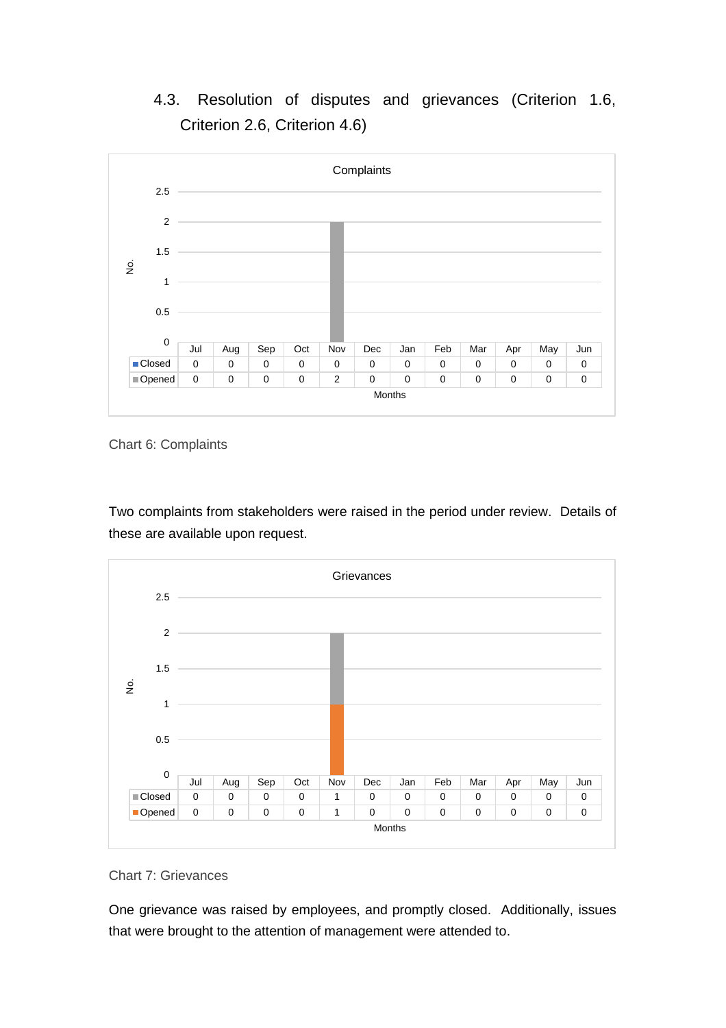### 4.3. Resolution of disputes and grievances (Criterion 1.6, Criterion 2.6, Criterion 4.6)

**Complaints**

| | Jul | Aug | Sep | Oct | Nov | Dec | Jan | Feb | Mar | Apr | May | Jun |
|---|---|---|---|---|---|---|---|---|---|---|---|---|
| Closed | 0 | 0 | 0 | 0 | 0 | 0 | 0 | 0 | 0 | 0 | 0 | 0 |
| Opened | 0 | 0 | 0 | 0 | 2 | 0 | 0 | 0 | 0 | 0 | 0 | 0 |

Chart 6: Complaints

Two complaints from stakeholders were raised in the period under review. Details of these are available upon request.

**Grievances**

| | Jul | Aug | Sep | Oct | Nov | Dec | Jan | Feb | Mar | Apr | May | Jun |
|---|---|---|---|---|---|---|---|---|---|---|---|---|
| Closed | 0 | 0 | 0 | 0 | 1 | 0 | 0 | 0 | 0 | 0 | 0 | 0 |
| Opened | 0 | 0 | 0 | 0 | 1 | 0 | 0 | 0 | 0 | 0 | 0 | 0 |

Chart 7: Grievances

One grievance was raised by employees, and promptly closed. Additionally, issues that were brought to the attention of management were attended to.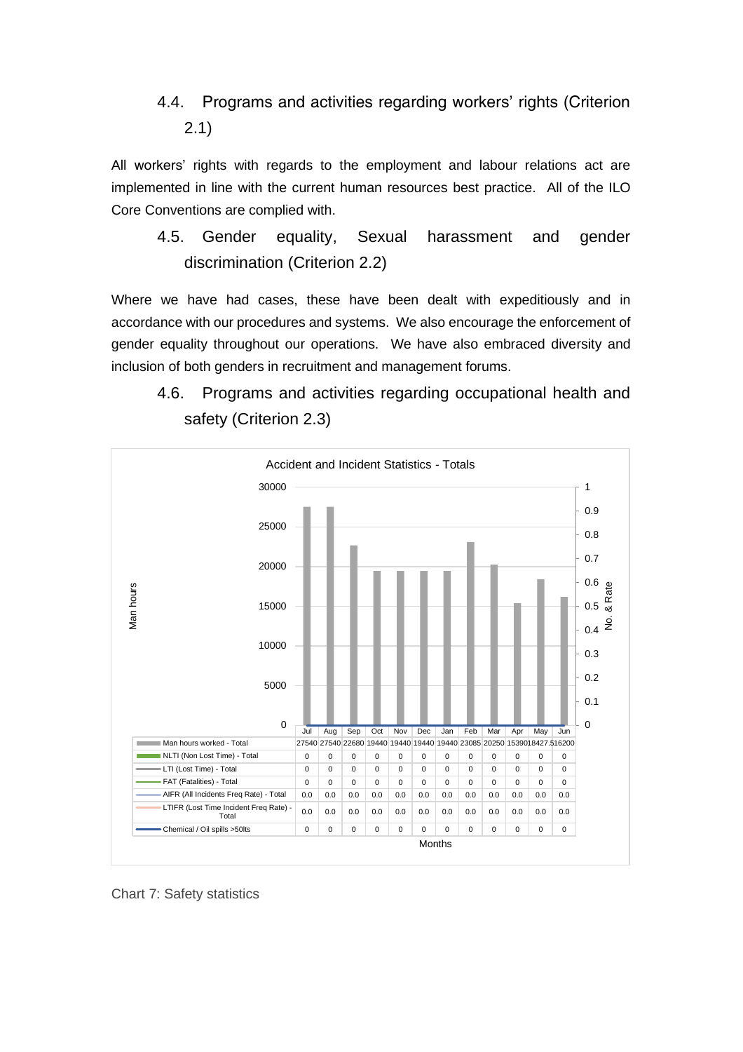### 4.4. Programs and activities regarding workers' rights (Criterion 2.1)

All workers' rights with regards to the employment and labour relations act are implemented in line with the current human resources best practice. All of the ILO Core Conventions are complied with.

### 4.5. Gender equality, Sexual harassment and gender discrimination (Criterion 2.2)

Where we have had cases, these have been dealt with expeditiously and in accordance with our procedures and systems. We also encourage the enforcement of gender equality throughout our operations. We have also embraced diversity and inclusion of both genders in recruitment and management forums.

### 4.6. Programs and activities regarding occupational health and safety (Criterion 2.3)

**Accident and Incident Statistics - Totals**

| | Jul | Aug | Sep | Oct | Nov | Dec | Jan | Feb | Mar | Apr | May | Jun |
|---|---|---|---|---|---|---|---|---|---|---|---|---|
| Man hours worked - Total | 27540 | 27540 | 22680 | 19440 | 19440 | 19440 | 19440 | 23085 | 20250 | 15390 | 18427.5 | 16200 |
| NLTI (Non Lost Time) - Total | 0 | 0 | 0 | 0 | 0 | 0 | 0 | 0 | 0 | 0 | 0 | 0 |
| LTI (Lost Time) - Total | 0 | 0 | 0 | 0 | 0 | 0 | 0 | 0 | 0 | 0 | 0 | 0 |
| FAT (Fatalities) - Total | 0 | 0 | 0 | 0 | 0 | 0 | 0 | 0 | 0 | 0 | 0 | 0 |
| AIFR (All Incidents Freq Rate) - Total | 0.0 | 0.0 | 0.0 | 0.0 | 0.0 | 0.0 | 0.0 | 0.0 | 0.0 | 0.0 | 0.0 | 0.0 |
| LTIFR (Lost Time Incident Freq Rate) - Total | 0.0 | 0.0 | 0.0 | 0.0 | 0.0 | 0.0 | 0.0 | 0.0 | 0.0 | 0.0 | 0.0 | 0.0 |
| Chemical / Oil spills >50lts | 0 | 0 | 0 | 0 | 0 | 0 | 0 | 0 | 0 | 0 | 0 | 0 |

Chart 7: Safety statistics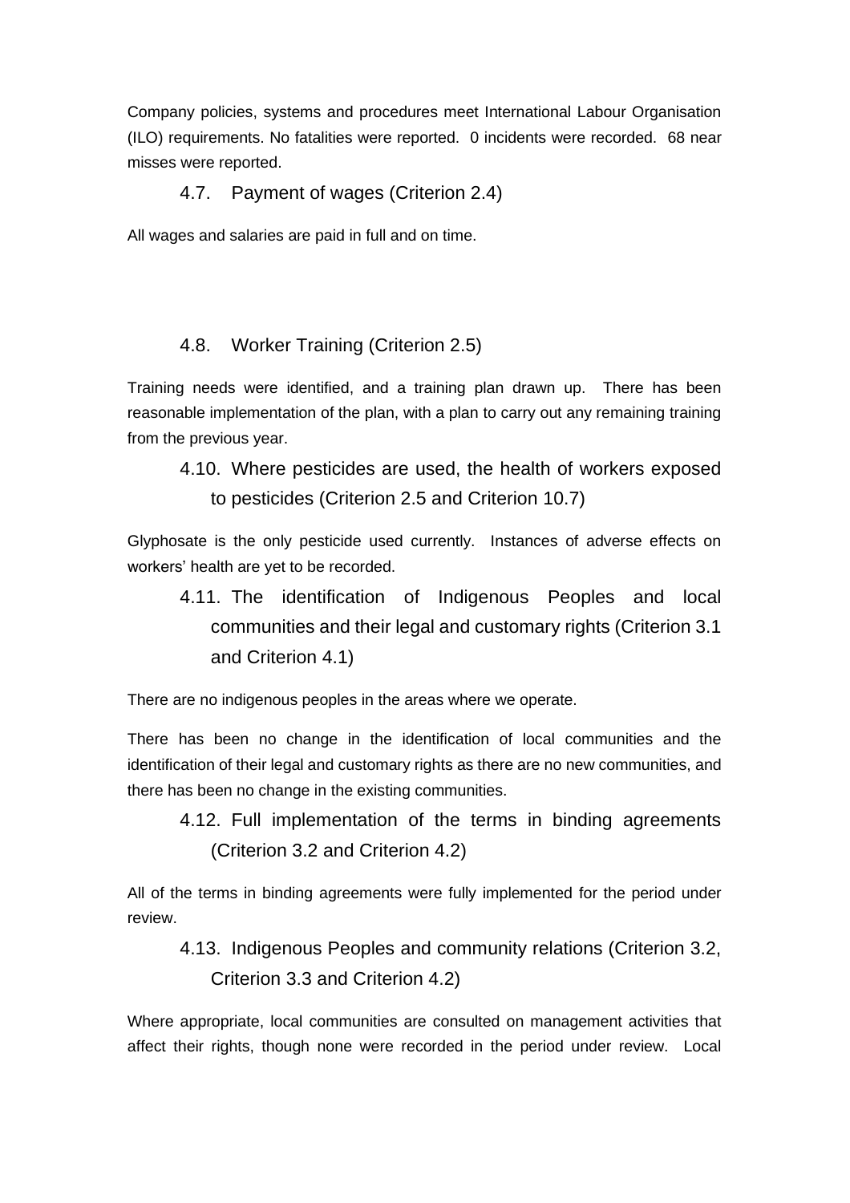Company policies, systems and procedures meet International Labour Organisation (ILO) requirements. No fatalities were reported. 0 incidents were recorded. 68 near misses were reported.

### 4.7. Payment of wages (Criterion 2.4)

All wages and salaries are paid in full and on time.

### 4.8. Worker Training (Criterion 2.5)

Training needs were identified, and a training plan drawn up. There has been reasonable implementation of the plan, with a plan to carry out any remaining training from the previous year.

### 4.10. Where pesticides are used, the health of workers exposed to pesticides (Criterion 2.5 and Criterion 10.7)

Glyphosate is the only pesticide used currently. Instances of adverse effects on workers' health are yet to be recorded.

### 4.11. The identification of Indigenous Peoples and local communities and their legal and customary rights (Criterion 3.1 and Criterion 4.1)

There are no indigenous peoples in the areas where we operate.

There has been no change in the identification of local communities and the identification of their legal and customary rights as there are no new communities, and there has been no change in the existing communities.

### 4.12. Full implementation of the terms in binding agreements (Criterion 3.2 and Criterion 4.2)

All of the terms in binding agreements were fully implemented for the period under review.

### 4.13. Indigenous Peoples and community relations (Criterion 3.2, Criterion 3.3 and Criterion 4.2)

Where appropriate, local communities are consulted on management activities that affect their rights, though none were recorded in the period under review. Local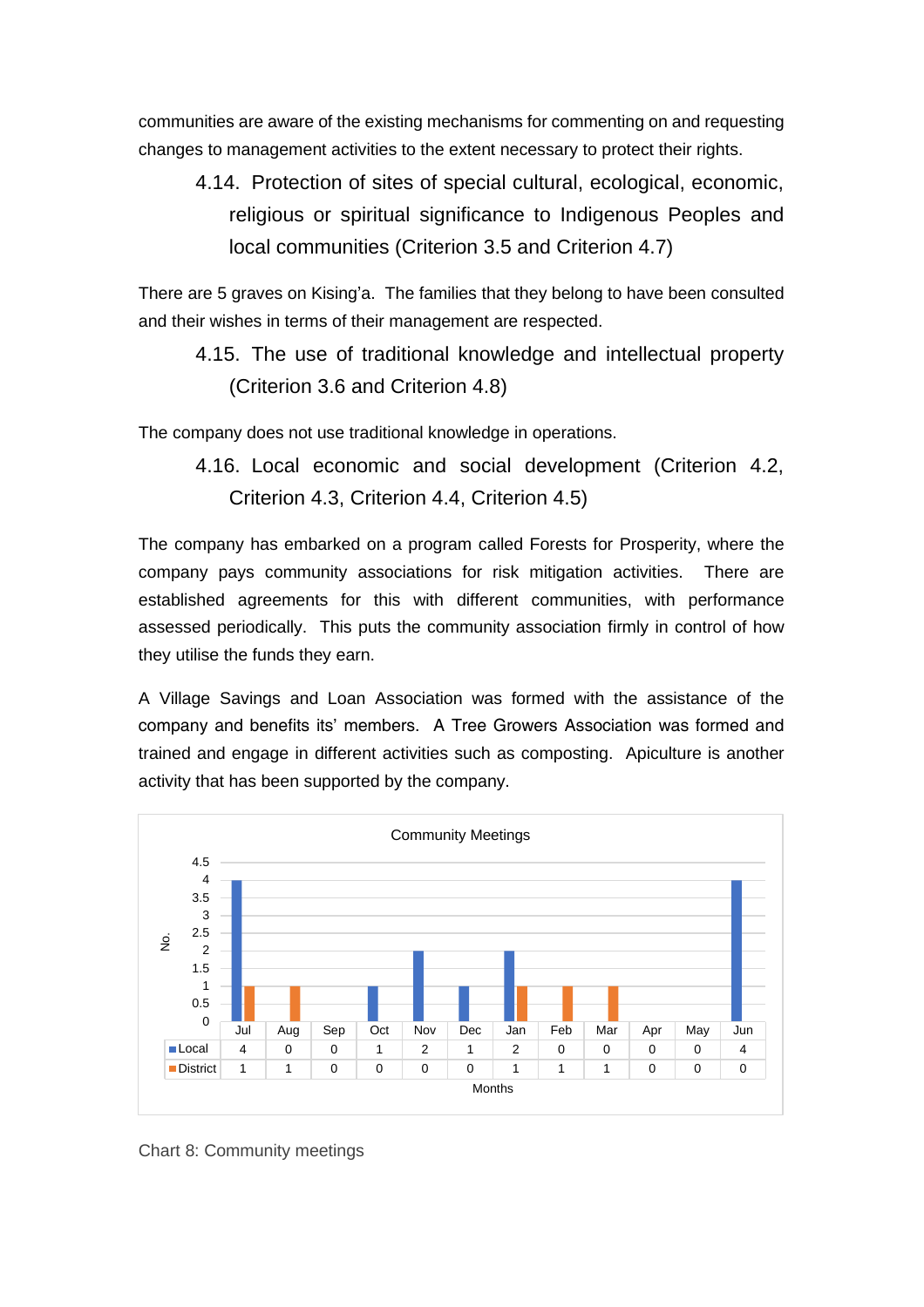communities are aware of the existing mechanisms for commenting on and requesting changes to management activities to the extent necessary to protect their rights.

### 4.14. Protection of sites of special cultural, ecological, economic, religious or spiritual significance to Indigenous Peoples and local communities (Criterion 3.5 and Criterion 4.7)

There are 5 graves on Kising'a. The families that they belong to have been consulted and their wishes in terms of their management are respected.

### 4.15. The use of traditional knowledge and intellectual property (Criterion 3.6 and Criterion 4.8)

The company does not use traditional knowledge in operations.

### 4.16. Local economic and social development (Criterion 4.2, Criterion 4.3, Criterion 4.4, Criterion 4.5)

The company has embarked on a program called Forests for Prosperity, where the company pays community associations for risk mitigation activities. There are established agreements for this with different communities, with performance assessed periodically. This puts the community association firmly in control of how they utilise the funds they earn.

A Village Savings and Loan Association was formed with the assistance of the company and benefits its' members. A Tree Growers Association was formed and trained and engage in different activities such as composting. Apiculture is another activity that has been supported by the company.

Community Meetings

| | Jul | Aug | Sep | Oct | Nov | Dec | Jan | Feb | Mar | Apr | May | Jun |
|---|---|---|---|---|---|---|---|---|---|---|---|---|
| Local | 4 | 0 | 0 | 1 | 2 | 1 | 2 | 0 | 0 | 0 | 0 | 4 |
| District | 1 | 1 | 0 | 0 | 0 | 0 | 1 | 1 | 1 | 0 | 0 | 0 |

Chart 8: Community meetings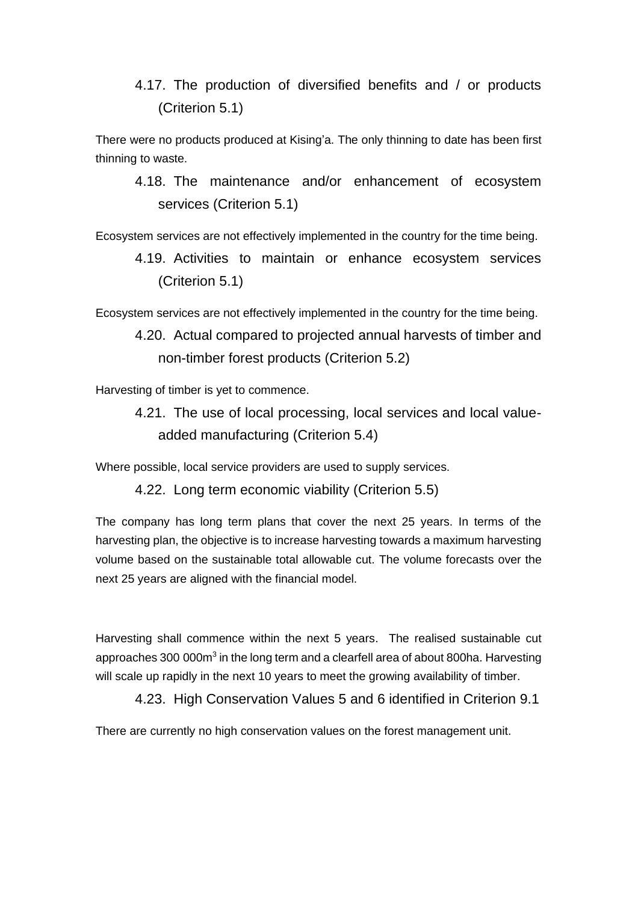### 4.17. The production of diversified benefits and / or products (Criterion 5.1)

There were no products produced at Kising'a. The only thinning to date has been first thinning to waste.

### 4.18. The maintenance and/or enhancement of ecosystem services (Criterion 5.1)

Ecosystem services are not effectively implemented in the country for the time being.

### 4.19. Activities to maintain or enhance ecosystem services (Criterion 5.1)

Ecosystem services are not effectively implemented in the country for the time being.

### 4.20. Actual compared to projected annual harvests of timber and non-timber forest products (Criterion 5.2)

Harvesting of timber is yet to commence.

### 4.21. The use of local processing, local services and local value-added manufacturing (Criterion 5.4)

Where possible, local service providers are used to supply services.

### 4.22. Long term economic viability (Criterion 5.5)

The company has long term plans that cover the next 25 years. In terms of the harvesting plan, the objective is to increase harvesting towards a maximum harvesting volume based on the sustainable total allowable cut. The volume forecasts over the next 25 years are aligned with the financial model.

Harvesting shall commence within the next 5 years. The realised sustainable cut approaches 300 000m$^3$ in the long term and a clearfell area of about 800ha. Harvesting will scale up rapidly in the next 10 years to meet the growing availability of timber.

### 4.23. High Conservation Values 5 and 6 identified in Criterion 9.1

There are currently no high conservation values on the forest management unit.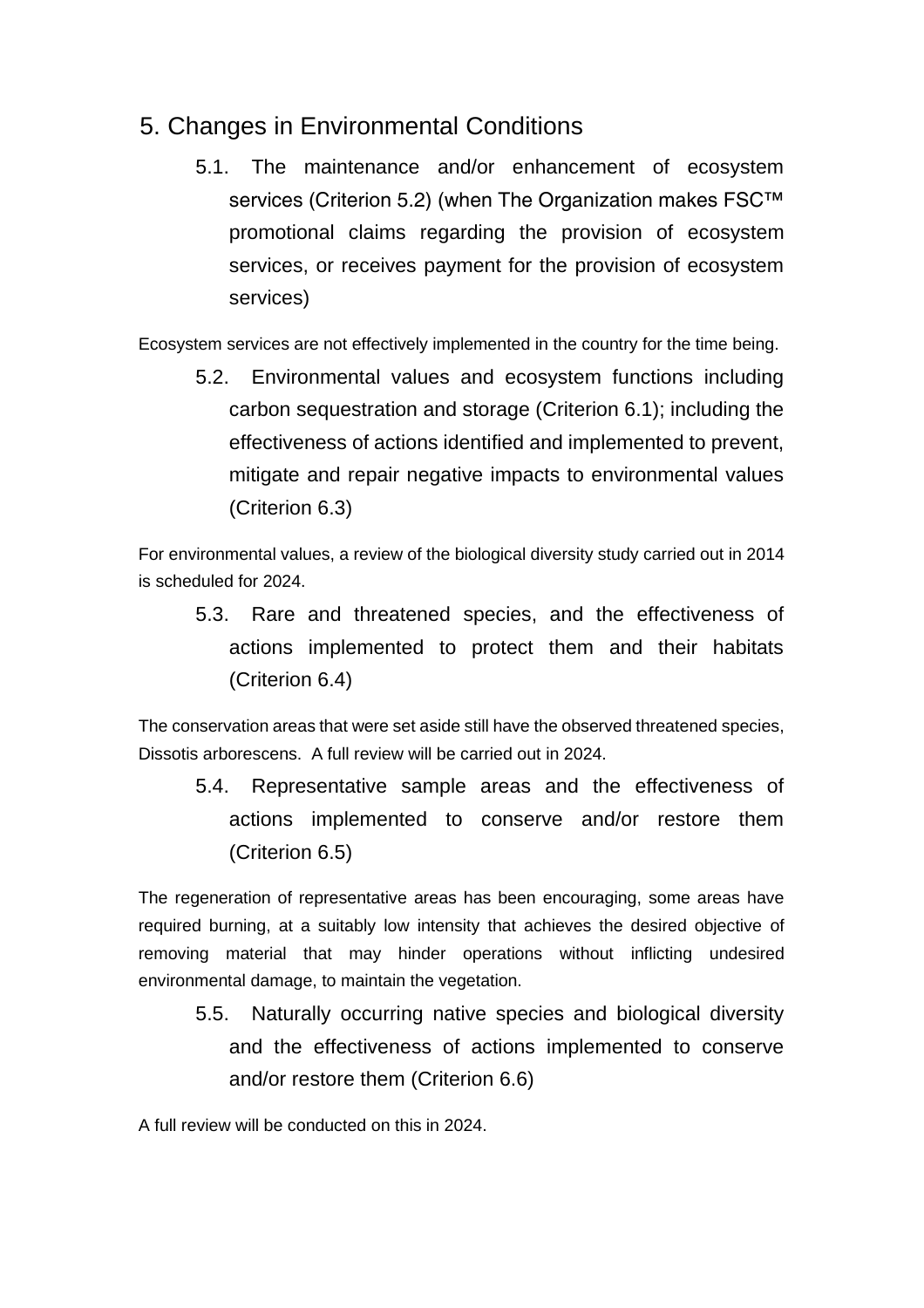## 5. Changes in Environmental Conditions

5.1. The maintenance and/or enhancement of ecosystem services (Criterion 5.2) (when The Organization makes FSC™ promotional claims regarding the provision of ecosystem services, or receives payment for the provision of ecosystem services)

Ecosystem services are not effectively implemented in the country for the time being.

5.2. Environmental values and ecosystem functions including carbon sequestration and storage (Criterion 6.1); including the effectiveness of actions identified and implemented to prevent, mitigate and repair negative impacts to environmental values (Criterion 6.3)

For environmental values, a review of the biological diversity study carried out in 2014 is scheduled for 2024.

5.3. Rare and threatened species, and the effectiveness of actions implemented to protect them and their habitats (Criterion 6.4)

The conservation areas that were set aside still have the observed threatened species, Dissotis arborescens. A full review will be carried out in 2024.

5.4. Representative sample areas and the effectiveness of actions implemented to conserve and/or restore them (Criterion 6.5)

The regeneration of representative areas has been encouraging, some areas have required burning, at a suitably low intensity that achieves the desired objective of removing material that may hinder operations without inflicting undesired environmental damage, to maintain the vegetation.

5.5. Naturally occurring native species and biological diversity and the effectiveness of actions implemented to conserve and/or restore them (Criterion 6.6)

A full review will be conducted on this in 2024.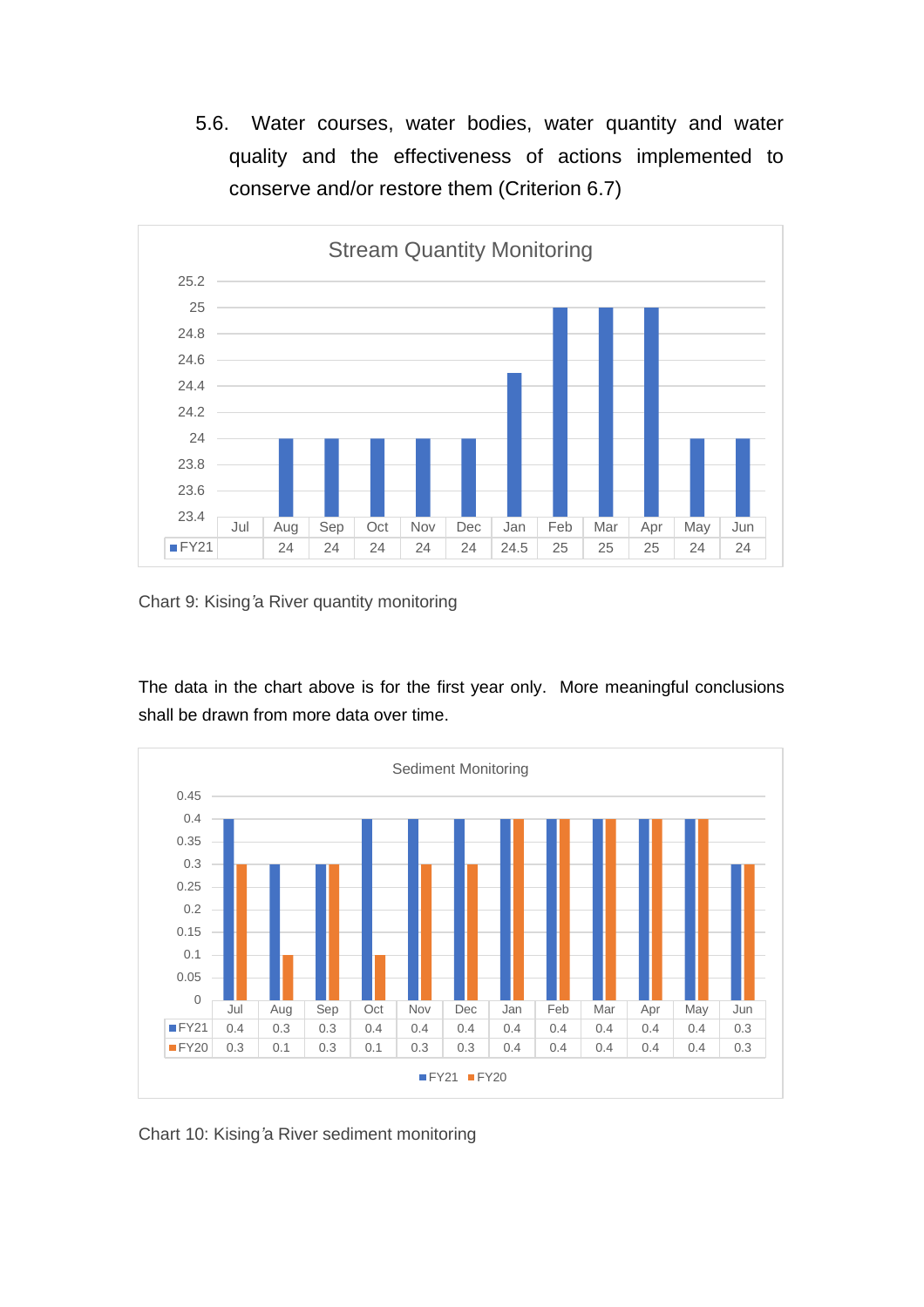### 5.6. Water courses, water bodies, water quantity and water quality and the effectiveness of actions implemented to conserve and/or restore them (Criterion 6.7)

**Stream Quantity Monitoring**

| | Jul | Aug | Sep | Oct | Nov | Dec | Jan | Feb | Mar | Apr | May | Jun |
|---|---|---|---|---|---|---|---|---|---|---|---|---|
| FY21 | | 24 | 24 | 24 | 24 | 24 | 24.5 | 25 | 25 | 25 | 24 | 24 |

Chart 9: Kising'a River quantity monitoring

The data in the chart above is for the first year only. More meaningful conclusions shall be drawn from more data over time.

**Sediment Monitoring**

| | Jul | Aug | Sep | Oct | Nov | Dec | Jan | Feb | Mar | Apr | May | Jun |
|---|---|---|---|---|---|---|---|---|---|---|---|---|
| FY21 | 0.4 | 0.3 | 0.3 | 0.4 | 0.4 | 0.4 | 0.4 | 0.4 | 0.4 | 0.4 | 0.4 | 0.3 |
| FY20 | 0.3 | 0.1 | 0.3 | 0.1 | 0.3 | 0.3 | 0.4 | 0.4 | 0.4 | 0.4 | 0.4 | 0.3 |

Chart 10: Kising'a River sediment monitoring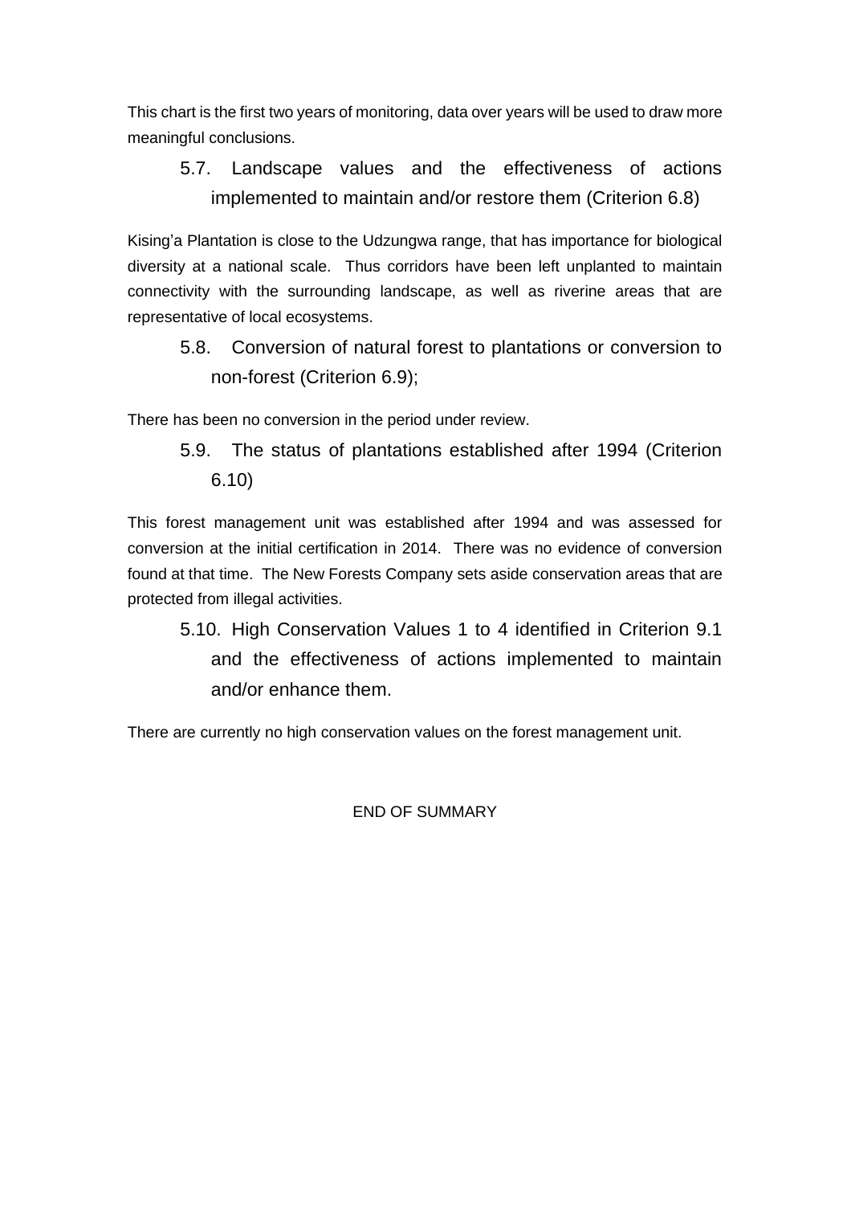This chart is the first two years of monitoring, data over years will be used to draw more meaningful conclusions.

### 5.7. Landscape values and the effectiveness of actions implemented to maintain and/or restore them (Criterion 6.8)

Kising'a Plantation is close to the Udzungwa range, that has importance for biological diversity at a national scale. Thus corridors have been left unplanted to maintain connectivity with the surrounding landscape, as well as riverine areas that are representative of local ecosystems.

### 5.8. Conversion of natural forest to plantations or conversion to non-forest (Criterion 6.9);

There has been no conversion in the period under review.

### 5.9. The status of plantations established after 1994 (Criterion 6.10)

This forest management unit was established after 1994 and was assessed for conversion at the initial certification in 2014. There was no evidence of conversion found at that time. The New Forests Company sets aside conservation areas that are protected from illegal activities.

### 5.10. High Conservation Values 1 to 4 identified in Criterion 9.1 and the effectiveness of actions implemented to maintain and/or enhance them.

There are currently no high conservation values on the forest management unit.

END OF SUMMARY